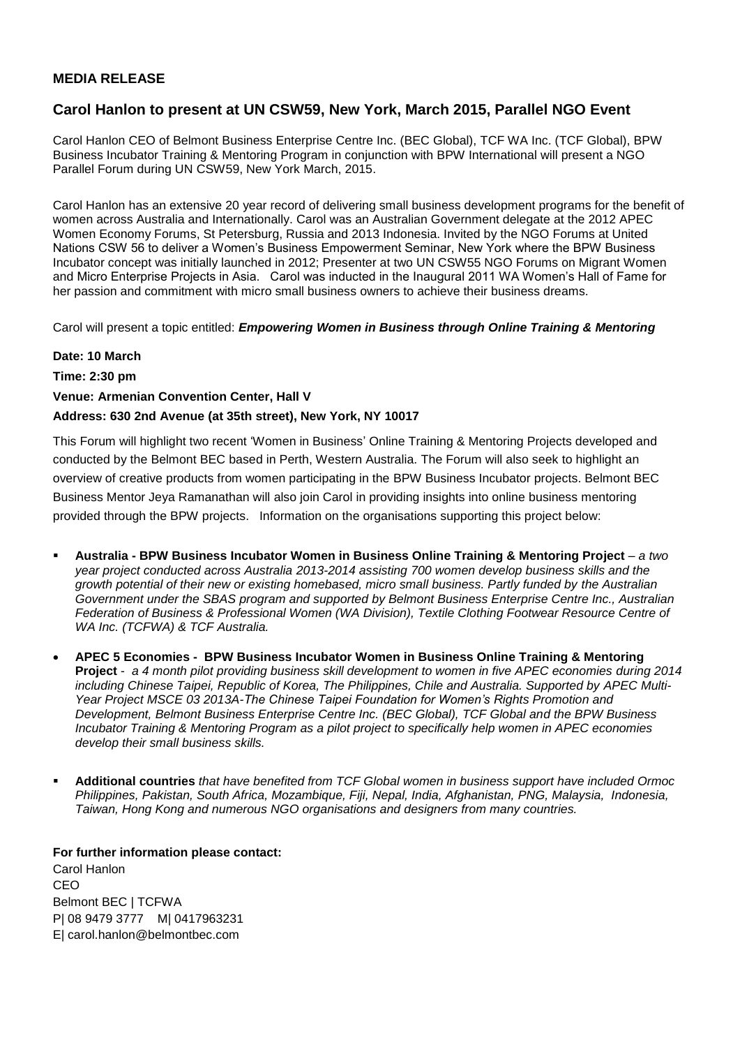**MEDIA RELEASE**

## Carol Hanlon to present at UN CSW59, New York, March 2015, Parallel NGO Event

Carol Hanlon CEO of Belmont Business Enterprise Centre Inc. (BEC Global), TCF WA Inc. (TCF Global), BPW Business Incubator Training & Mentoring Program in conjunction with BPW International will present a NGO Parallel Forum during UN CSW59, New York March, 2015.

Carol Hanlon has an extensive 20 year record of delivering small business development programs for the benefit of women across Australia and Internationally. Carol was an Australian Government delegate at the 2012 APEC Women Economy Forums, St Petersburg, Russia and 2013 Indonesia. Invited by the NGO Forums at United Nations CSW 56 to deliver a Women's Business Empowerment Seminar, New York where the BPW Business Incubator concept was initially launched in 2012; Presenter at two UN CSW55 NGO Forums on Migrant Women and Micro Enterprise Projects in Asia. Carol was inducted in the Inaugural 2011 WA Women's Hall of Fame for her passion and commitment with micro small business owners to achieve their business dreams.

Carol will present a topic entitled: ***Empowering Women in Business through Online Training & Mentoring***

**Date: 10 March**

**Time: 2:30 pm**

**Venue: Armenian Convention Center, Hall V**

**Address: 630 2nd Avenue (at 35th street), New York, NY 10017**

This Forum will highlight two recent 'Women in Business' Online Training & Mentoring Projects developed and conducted by the Belmont BEC based in Perth, Western Australia. The Forum will also seek to highlight an overview of creative products from women participating in the BPW Business Incubator projects. Belmont BEC Business Mentor Jeya Ramanathan will also join Carol in providing insights into online business mentoring provided through the BPW projects. Information on the organisations supporting this project below:

- **Australia - BPW Business Incubator Women in Business Online Training & Mentoring Project** – *a two year project conducted across Australia 2013-2014 assisting 700 women develop business skills and the growth potential of their new or existing homebased, micro small business. Partly funded by the Australian Government under the SBAS program and supported by Belmont Business Enterprise Centre Inc., Australian Federation of Business & Professional Women (WA Division), Textile Clothing Footwear Resource Centre of WA Inc. (TCFWA) & TCF Australia.*

- **APEC 5 Economies - BPW Business Incubator Women in Business Online Training & Mentoring Project** - *a 4 month pilot providing business skill development to women in five APEC economies during 2014 including Chinese Taipei, Republic of Korea, The Philippines, Chile and Australia. Supported by APEC Multi-Year Project MSCE 03 2013A-The Chinese Taipei Foundation for Women's Rights Promotion and Development, Belmont Business Enterprise Centre Inc. (BEC Global), TCF Global and the BPW Business Incubator Training & Mentoring Program as a pilot project to specifically help women in APEC economies develop their small business skills.*

- **Additional countries** *that have benefited from TCF Global women in business support have included Ormoc Philippines, Pakistan, South Africa, Mozambique, Fiji, Nepal, India, Afghanistan, PNG, Malaysia, Indonesia, Taiwan, Hong Kong and numerous NGO organisations and designers from many countries.*

**For further information please contact:**
Carol Hanlon
CEO
Belmont BEC | TCFWA
P| 08 9479 3777 M| 0417963231
E| carol.hanlon@belmontbec.com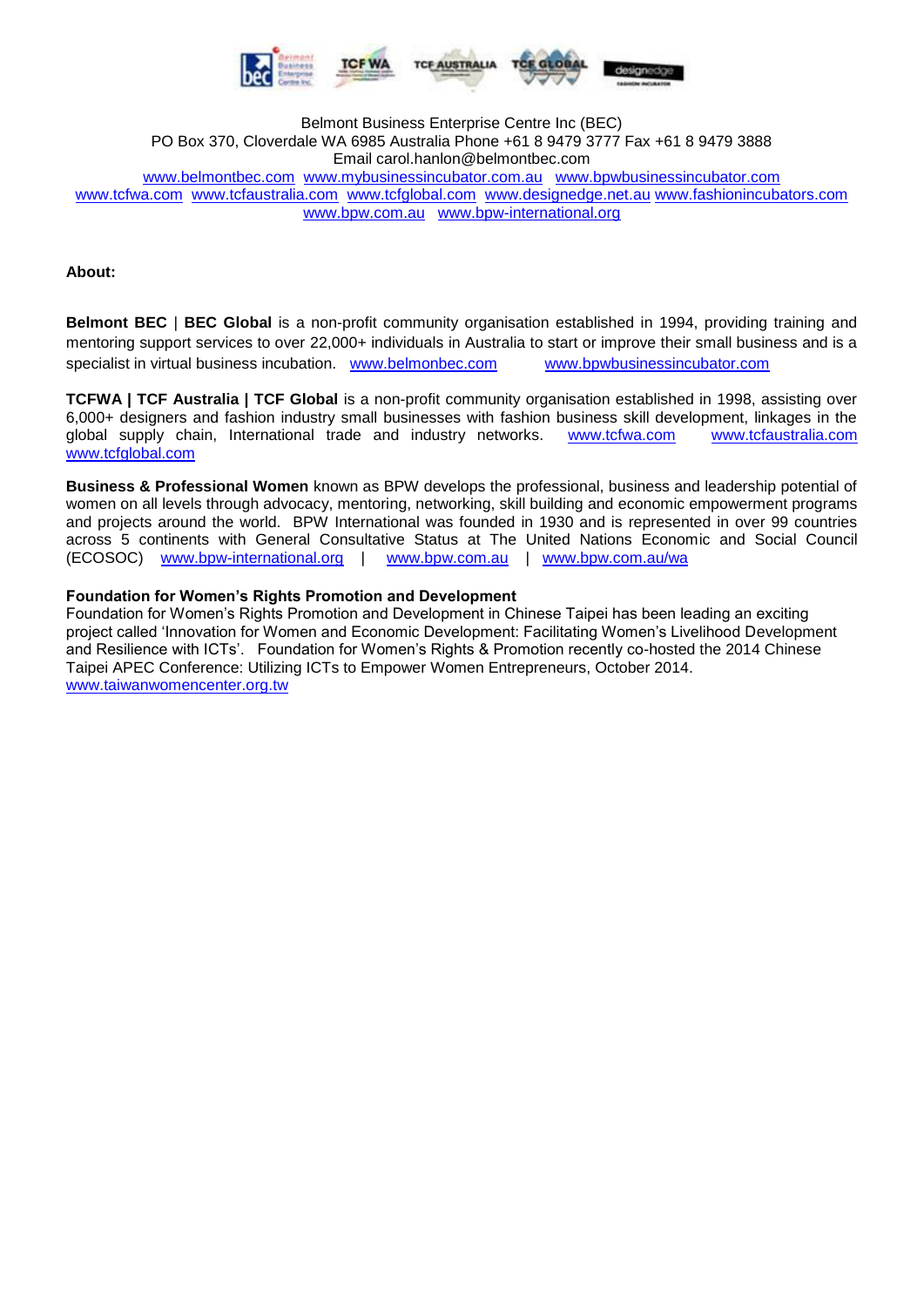Belmont Business Enterprise Centre Inc (BEC)
PO Box 370, Cloverdale WA 6985 Australia Phone +61 8 9479 3777 Fax +61 8 9479 3888
Email carol.hanlon@belmontbec.com
www.belmontbec.com www.mybusinessincubator.com.au www.bpwbusinessincubator.com
www.tcfwa.com www.tcfaustralia.com www.tcfglobal.com www.designedge.net.au www.fashionincubators.com
www.bpw.com.au www.bpw-international.org

**About:**

**Belmont BEC** | **BEC Global** is a non-profit community organisation established in 1994, providing training and mentoring support services to over 22,000+ individuals in Australia to start or improve their small business and is a specialist in virtual business incubation. www.belmonbec.com www.bpwbusinessincubator.com

**TCFWA | TCF Australia | TCF Global** is a non-profit community organisation established in 1998, assisting over 6,000+ designers and fashion industry small businesses with fashion business skill development, linkages in the global supply chain, International trade and industry networks. www.tcfwa.com www.tcfaustralia.com www.tcfglobal.com

**Business & Professional Women** known as BPW develops the professional, business and leadership potential of women on all levels through advocacy, mentoring, networking, skill building and economic empowerment programs and projects around the world. BPW International was founded in 1930 and is represented in over 99 countries across 5 continents with General Consultative Status at The United Nations Economic and Social Council (ECOSOC) www.bpw-international.org | www.bpw.com.au | www.bpw.com.au/wa

**Foundation for Women's Rights Promotion and Development**
Foundation for Women's Rights Promotion and Development in Chinese Taipei has been leading an exciting project called 'Innovation for Women and Economic Development: Facilitating Women's Livelihood Development and Resilience with ICTs'. Foundation for Women's Rights & Promotion recently co-hosted the 2014 Chinese Taipei APEC Conference: Utilizing ICTs to Empower Women Entrepreneurs, October 2014.
www.taiwanwomencenter.org.tw